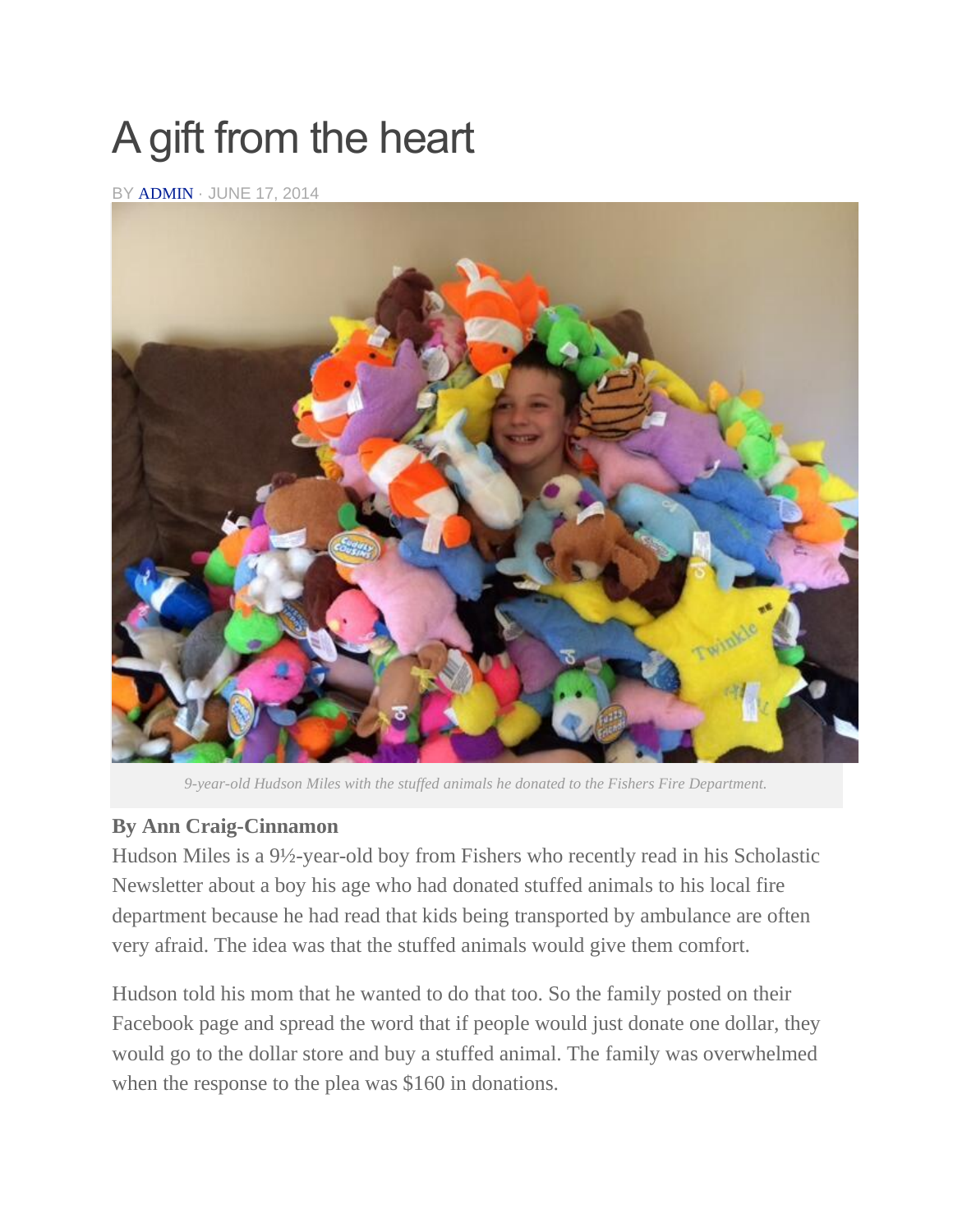# A gift from the heart

BY ADMIN · JUNE 17, 2014

*9-year-old Hudson Miles with the stuffed animals he donated to the Fishers Fire Department.*

**By Ann Craig-Cinnamon**

Hudson Miles is a 9½-year-old boy from Fishers who recently read in his Scholastic Newsletter about a boy his age who had donated stuffed animals to his local fire department because he had read that kids being transported by ambulance are often very afraid. The idea was that the stuffed animals would give them comfort.

Hudson told his mom that he wanted to do that too. So the family posted on their Facebook page and spread the word that if people would just donate one dollar, they would go to the dollar store and buy a stuffed animal. The family was overwhelmed when the response to the plea was $160 in donations.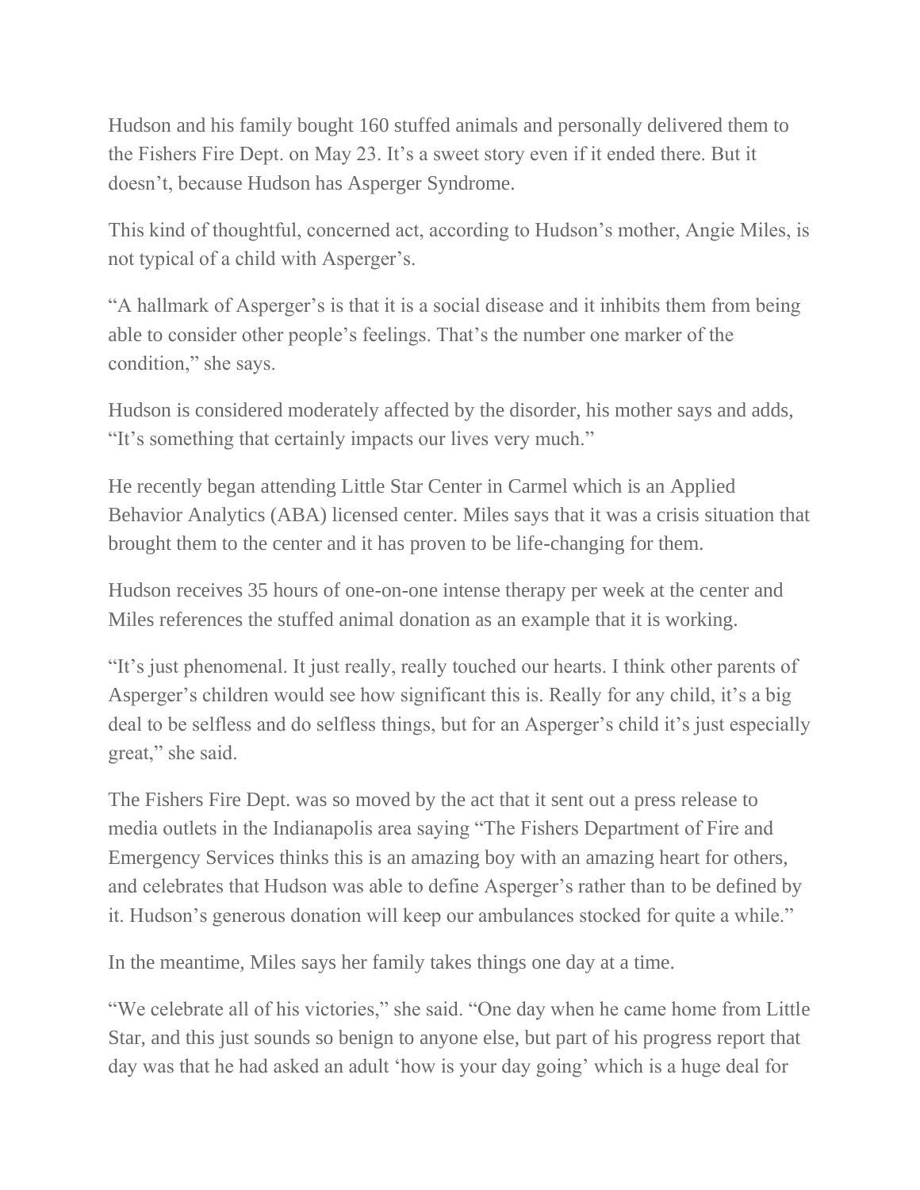Hudson and his family bought 160 stuffed animals and personally delivered them to the Fishers Fire Dept. on May 23. It's a sweet story even if it ended there. But it doesn't, because Hudson has Asperger Syndrome.

This kind of thoughtful, concerned act, according to Hudson's mother, Angie Miles, is not typical of a child with Asperger's.

"A hallmark of Asperger's is that it is a social disease and it inhibits them from being able to consider other people's feelings. That's the number one marker of the condition," she says.

Hudson is considered moderately affected by the disorder, his mother says and adds, "It's something that certainly impacts our lives very much."

He recently began attending Little Star Center in Carmel which is an Applied Behavior Analytics (ABA) licensed center. Miles says that it was a crisis situation that brought them to the center and it has proven to be life-changing for them.

Hudson receives 35 hours of one-on-one intense therapy per week at the center and Miles references the stuffed animal donation as an example that it is working.

"It's just phenomenal. It just really, really touched our hearts. I think other parents of Asperger's children would see how significant this is. Really for any child, it's a big deal to be selfless and do selfless things, but for an Asperger's child it's just especially great," she said.

The Fishers Fire Dept. was so moved by the act that it sent out a press release to media outlets in the Indianapolis area saying "The Fishers Department of Fire and Emergency Services thinks this is an amazing boy with an amazing heart for others, and celebrates that Hudson was able to define Asperger's rather than to be defined by it. Hudson's generous donation will keep our ambulances stocked for quite a while."

In the meantime, Miles says her family takes things one day at a time.

"We celebrate all of his victories," she said. "One day when he came home from Little Star, and this just sounds so benign to anyone else, but part of his progress report that day was that he had asked an adult 'how is your day going' which is a huge deal for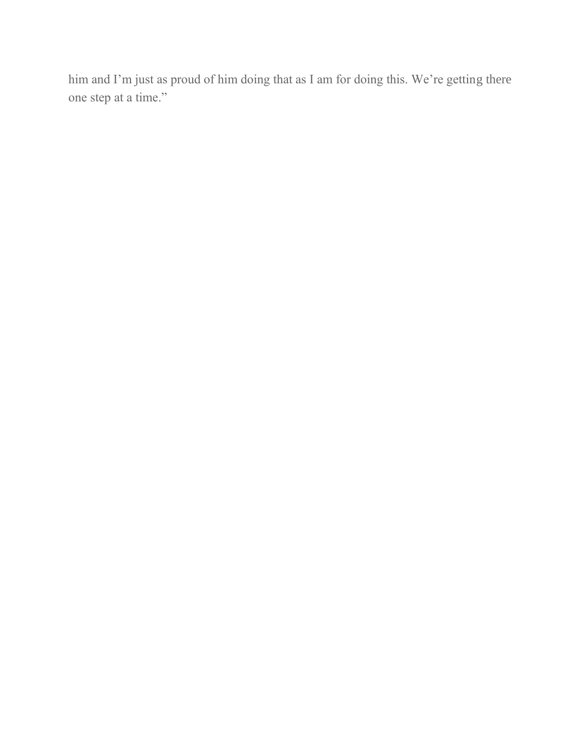him and I’m just as proud of him doing that as I am for doing this. We’re getting there one step at a time.”